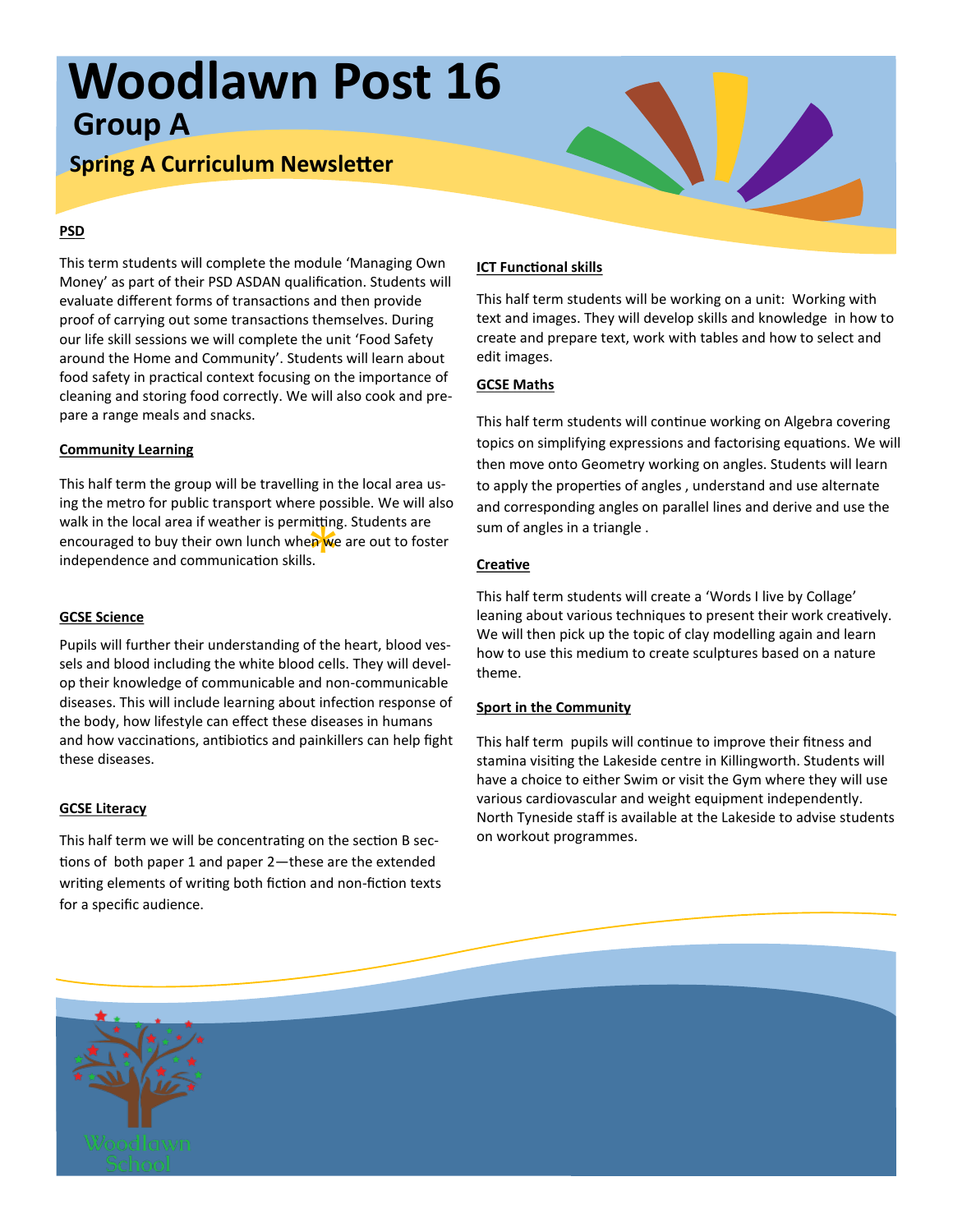# Woodlawn Post 16

## Group A

### Spring A Curriculum Newsletter

**PSD**

This term students will complete the module 'Managing Own Money' as part of their PSD ASDAN qualification. Students will evaluate different forms of transactions and then provide proof of carrying out some transactions themselves. During our life skill sessions we will complete the unit 'Food Safety around the Home and Community'. Students will learn about food safety in practical context focusing on the importance of cleaning and storing food correctly. We will also cook and prepare a range meals and snacks.

**Community Learning**

This half term the group will be travelling in the local area using the metro for public transport where possible. We will also walk in the local area if weather is permitting. Students are encouraged to buy their own lunch when we are out to foster independence and communication skills.

**GCSE Science**

Pupils will further their understanding of the heart, blood vessels and blood including the white blood cells. They will develop their knowledge of communicable and non-communicable diseases. This will include learning about infection response of the body, how lifestyle can effect these diseases in humans and how vaccinations, antibiotics and painkillers can help fight these diseases.

**GCSE Literacy**

This half term we will be concentrating on the section B sections of both paper 1 and paper 2—these are the extended writing elements of writing both fiction and non-fiction texts for a specific audience.

**ICT Functional skills**

This half term students will be working on a unit: Working with text and images. They will develop skills and knowledge in how to create and prepare text, work with tables and how to select and edit images.

**GCSE Maths**

This half term students will continue working on Algebra covering topics on simplifying expressions and factorising equations. We will then move onto Geometry working on angles. Students will learn to apply the properties of angles , understand and use alternate and corresponding angles on parallel lines and derive and use the sum of angles in a triangle .

**Creative**

This half term students will create a 'Words I live by Collage' leaning about various techniques to present their work creatively. We will then pick up the topic of clay modelling again and learn how to use this medium to create sculptures based on a nature theme.

**Sport in the Community**

This half term pupils will continue to improve their fitness and stamina visiting the Lakeside centre in Killingworth. Students will have a choice to either Swim or visit the Gym where they will use various cardiovascular and weight equipment independently. North Tyneside staff is available at the Lakeside to advise students on workout programmes.

Woodlawn School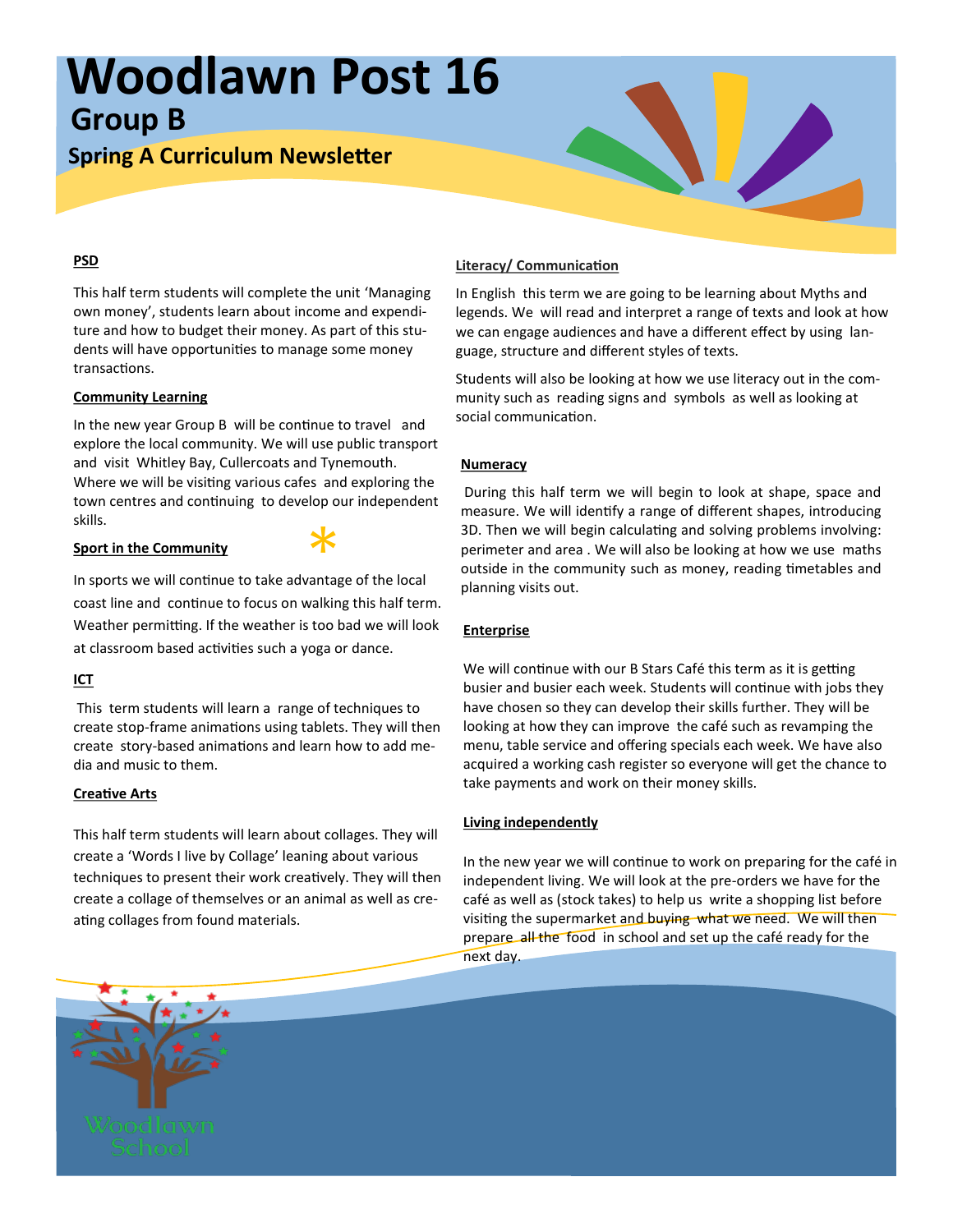# Woodlawn Post 16

## Group B

### Spring A Curriculum Newsletter

**PSD**

This half term students will complete the unit 'Managing own money', students learn about income and expenditure and how to budget their money. As part of this students will have opportunities to manage some money transactions.

**Community Learning**

In the new year Group B will be continue to travel and explore the local community. We will use public transport and visit Whitley Bay, Cullercoats and Tynemouth. Where we will be visiting various cafes and exploring the town centres and continuing to develop our independent skills.

**Sport in the Community**

In sports we will continue to take advantage of the local coast line and continue to focus on walking this half term. Weather permitting. If the weather is too bad we will look at classroom based activities such a yoga or dance.

**ICT**

This term students will learn a range of techniques to create stop-frame animations using tablets. They will then create story-based animations and learn how to add media and music to them.

**Creative Arts**

This half term students will learn about collages. They will create a 'Words I live by Collage' leaning about various techniques to present their work creatively. They will then create a collage of themselves or an animal as well as creating collages from found materials.

**Literacy/ Communication**

In English this term we are going to be learning about Myths and legends. We will read and interpret a range of texts and look at how we can engage audiences and have a different effect by using language, structure and different styles of texts.

Students will also be looking at how we use literacy out in the community such as reading signs and symbols as well as looking at social communication.

**Numeracy**

During this half term we will begin to look at shape, space and measure. We will identify a range of different shapes, introducing 3D. Then we will begin calculating and solving problems involving: perimeter and area . We will also be looking at how we use maths outside in the community such as money, reading timetables and planning visits out.

**Enterprise**

We will continue with our B Stars Café this term as it is getting busier and busier each week. Students will continue with jobs they have chosen so they can develop their skills further. They will be looking at how they can improve the café such as revamping the menu, table service and offering specials each week. We have also acquired a working cash register so everyone will get the chance to take payments and work on their money skills.

**Living independently**

In the new year we will continue to work on preparing for the café in independent living. We will look at the pre-orders we have for the café as well as (stock takes) to help us write a shopping list before visiting the supermarket and buying what we need. We will then prepare all the food in school and set up the café ready for the next day.

Woodlawn School